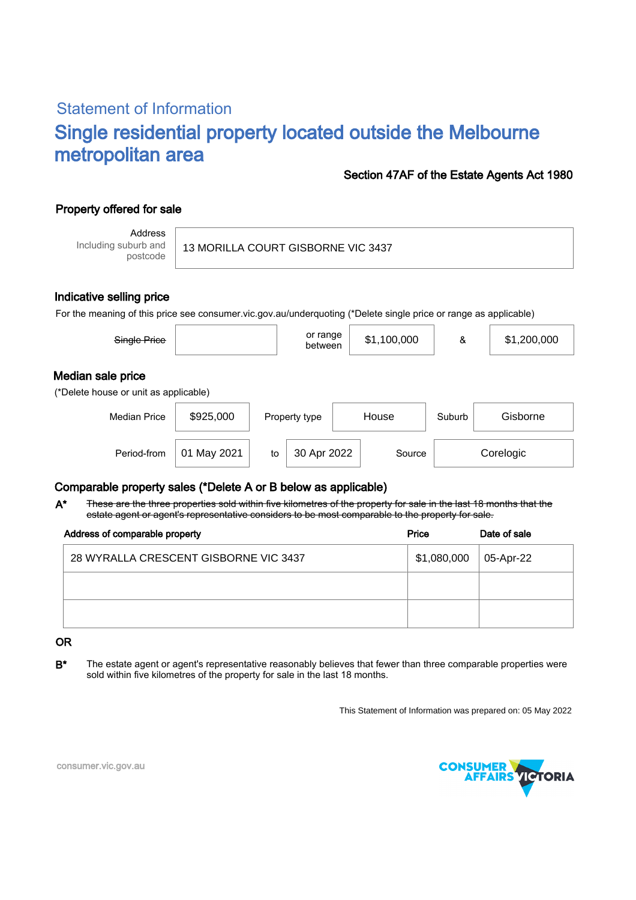## Statement of Information

# Single residential property located outside the Melbourne metropolitan area

**Section 47AF of the Estate Agents Act 1980**

## Property offered for sale

| Address Including suburb and postcode | 13 MORILLA COURT GISBORNE VIC 3437 |
|---|---|

## Indicative selling price

For the meaning of this price see consumer.vic.gov.au/underquoting (*Delete single price or range as applicable)

| ~~Single Price~~ | | or range between | $1,100,000 | & | $1,200,000 |
|---|---|---|---|---|---|

## Median sale price

(*Delete house or unit as applicable)

| Median Price | $925,000 | Property type | House | Suburb | Gisborne |
|---|---|---|---|---|---|
| Period-from | 01 May 2021 | to | 30 Apr 2022 | Source | Corelogic |

## Comparable property sales (*Delete A or B below as applicable)

**A*** ~~These are the three properties sold within five kilometres of the property for sale in the last 18 months that the estate agent or agent's representative considers to be most comparable to the property for sale.~~

| Address of comparable property | Price | Date of sale |
|---|---|---|
| 28 WYRALLA CRESCENT GISBORNE VIC 3437 | $1,080,000 | 05-Apr-22 |
| | | |
| | | |

**OR**

**B*** The estate agent or agent's representative reasonably believes that fewer than three comparable properties were sold within five kilometres of the property for sale in the last 18 months.

This Statement of Information was prepared on: 05 May 2022

consumer.vic.gov.au

CONSUMER AFFAIRS VICTORIA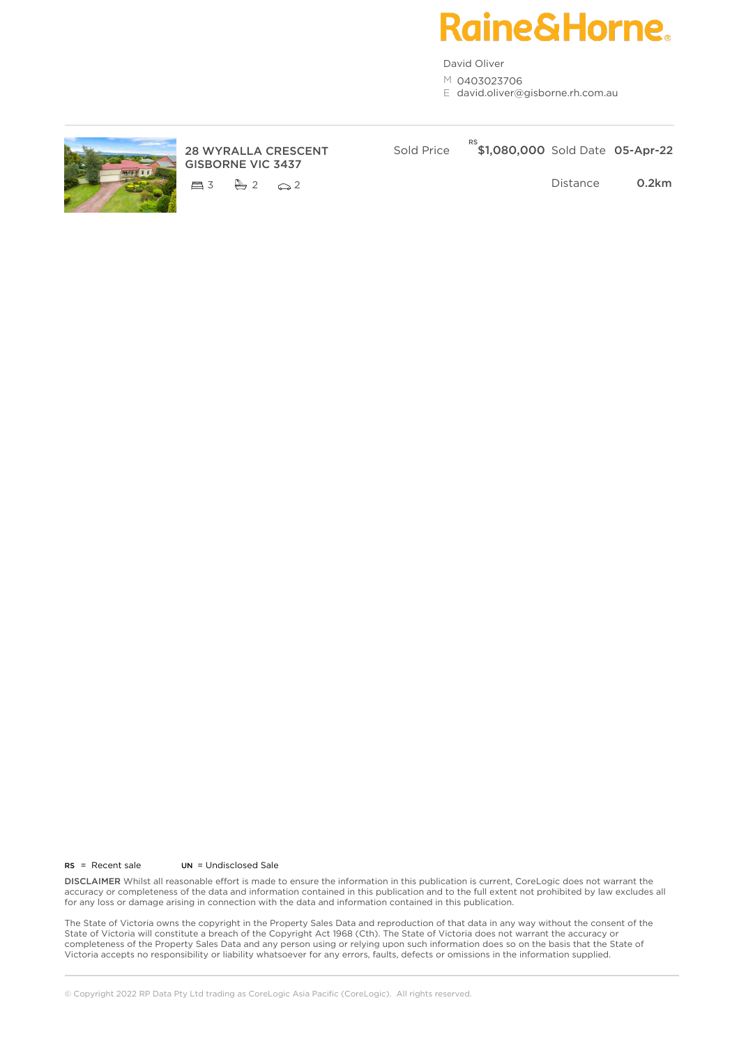# Raine&Horne

David Oliver

M 0403023706

E david.oliver@gisborne.rh.com.au

---

**28 WYRALLA CRESCENT**
**GISBORNE VIC 3437**

3 bed | 2 bath | 2 car

Sold Price [RS] **$1,080,000** Sold Date **05-Apr-22**

Distance **0.2km**

---

**RS** = Recent sale **UN** = Undisclosed Sale

**DISCLAIMER** Whilst all reasonable effort is made to ensure the information in this publication is current, CoreLogic does not warrant the accuracy or completeness of the data and information contained in this publication and to the full extent not prohibited by law excludes all for any loss or damage arising in connection with the data and information contained in this publication.

The State of Victoria owns the copyright in the Property Sales Data and reproduction of that data in any way without the consent of the State of Victoria will constitute a breach of the Copyright Act 1968 (Cth). The State of Victoria does not warrant the accuracy or completeness of the Property Sales Data and any person using or relying upon such information does so on the basis that the State of Victoria accepts no responsibility or liability whatsoever for any errors, faults, defects or omissions in the information supplied.

© Copyright 2022 RP Data Pty Ltd trading as CoreLogic Asia Pacific (CoreLogic). All rights reserved.